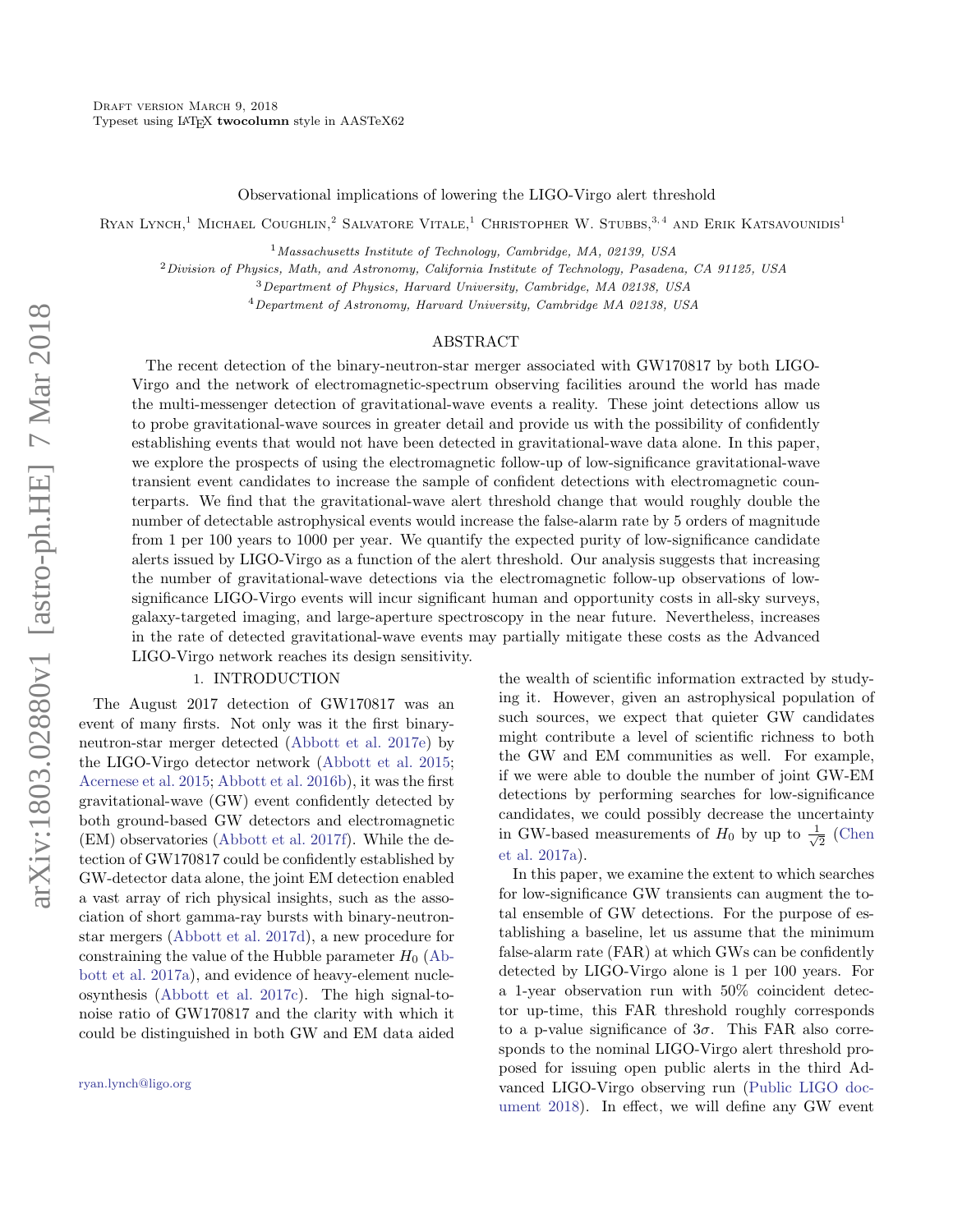# Observational implications of lowering the LIGO-Virgo alert threshold

Ryan Lynch,[1] Michael Coughlin,[2] Salvatore Vitale,[1] Christopher W. Stubbs,[3,4] and Erik Katsavounidis[1]

[1]*Massachusetts Institute of Technology, Cambridge, MA, 02139, USA*

[2]*Division of Physics, Math, and Astronomy, California Institute of Technology, Pasadena, CA 91125, USA*

[3]*Department of Physics, Harvard University, Cambridge, MA 02138, USA*

[4]*Department of Astronomy, Harvard University, Cambridge MA 02138, USA*

## ABSTRACT

The recent detection of the binary-neutron-star merger associated with GW170817 by both LIGO-Virgo and the network of electromagnetic-spectrum observing facilities around the world has made the multi-messenger detection of gravitational-wave events a reality. These joint detections allow us to probe gravitational-wave sources in greater detail and provide us with the possibility of confidently establishing events that would not have been detected in gravitational-wave data alone. In this paper, we explore the prospects of using the electromagnetic follow-up of low-significance gravitational-wave transient event candidates to increase the sample of confident detections with electromagnetic counterparts. We find that the gravitational-wave alert threshold change that would roughly double the number of detectable astrophysical events would increase the false-alarm rate by 5 orders of magnitude from 1 per 100 years to 1000 per year. We quantify the expected purity of low-significance candidate alerts issued by LIGO-Virgo as a function of the alert threshold. Our analysis suggests that increasing the number of gravitational-wave detections via the electromagnetic follow-up observations of low-significance LIGO-Virgo events will incur significant human and opportunity costs in all-sky surveys, galaxy-targeted imaging, and large-aperture spectroscopy in the near future. Nevertheless, increases in the rate of detected gravitational-wave events may partially mitigate these costs as the Advanced LIGO-Virgo network reaches its design sensitivity.

## 1. INTRODUCTION

The August 2017 detection of GW170817 was an event of many firsts. Not only was it the first binary-neutron-star merger detected (Abbott et al. 2017e) by the LIGO-Virgo detector network (Abbott et al. 2015; Acernese et al. 2015; Abbott et al. 2016b), it was the first gravitational-wave (GW) event confidently detected by both ground-based GW detectors and electromagnetic (EM) observatories (Abbott et al. 2017f). While the detection of GW170817 could be confidently established by GW-detector data alone, the joint EM detection enabled a vast array of rich physical insights, such as the association of short gamma-ray bursts with binary-neutron-star mergers (Abbott et al. 2017d), a new procedure for constraining the value of the Hubble parameter $H_0$ (Abbott et al. 2017a), and evidence of heavy-element nucleosynthesis (Abbott et al. 2017c). The high signal-to-noise ratio of GW170817 and the clarity with which it could be distinguished in both GW and EM data aided the wealth of scientific information extracted by studying it. However, given an astrophysical population of such sources, we expect that quieter GW candidates might contribute a level of scientific richness to both the GW and EM communities as well. For example, if we were able to double the number of joint GW-EM detections by performing searches for low-significance candidates, we could possibly decrease the uncertainty in GW-based measurements of $H_0$ by up to $\frac{1}{\sqrt{2}}$ (Chen et al. 2017a).

In this paper, we examine the extent to which searches for low-significance GW transients can augment the total ensemble of GW detections. For the purpose of establishing a baseline, let us assume that the minimum false-alarm rate (FAR) at which GWs can be confidently detected by LIGO-Virgo alone is 1 per 100 years. For a 1-year observation run with 50% coincident detector up-time, this FAR threshold roughly corresponds to a p-value significance of $3\sigma$. This FAR also corresponds to the nominal LIGO-Virgo alert threshold proposed for issuing open public alerts in the third Advanced LIGO-Virgo observing run (Public LIGO document 2018). In effect, we will define any GW event

ryan.lynch@ligo.org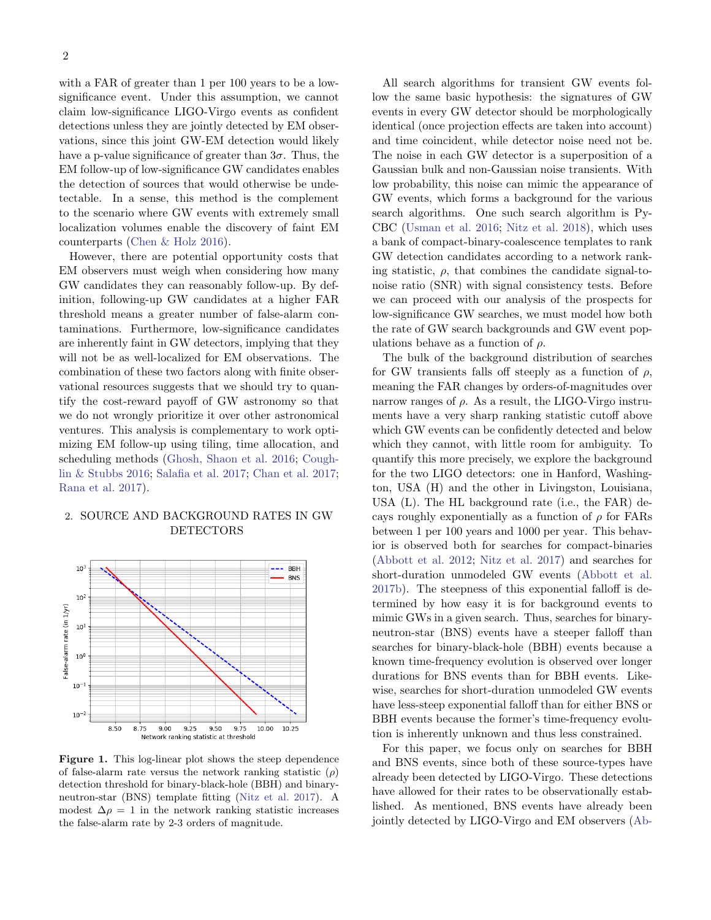with a FAR of greater than 1 per 100 years to be a low-significance event. Under this assumption, we cannot claim low-significance LIGO-Virgo events as confident detections unless they are jointly detected by EM observations, since this joint GW-EM detection would likely have a p-value significance of greater than $3\sigma$. Thus, the EM follow-up of low-significance GW candidates enables the detection of sources that would otherwise be undetectable. In a sense, this method is the complement to the scenario where GW events with extremely small localization volumes enable the discovery of faint EM counterparts (Chen & Holz 2016).

However, there are potential opportunity costs that EM observers must weigh when considering how many GW candidates they can reasonably follow-up. By definition, following-up GW candidates at a higher FAR threshold means a greater number of false-alarm contaminations. Furthermore, low-significance candidates are inherently faint in GW detectors, implying that they will not be as well-localized for EM observations. The combination of these two factors along with finite observational resources suggests that we should try to quantify the cost-reward payoff of GW astronomy so that we do not wrongly prioritize it over other astronomical ventures. This analysis is complementary to work optimizing EM follow-up using tiling, time allocation, and scheduling methods (Ghosh, Shaon et al. 2016; Coughlin & Stubbs 2016; Salafia et al. 2017; Chan et al. 2017; Rana et al. 2017).

## 2. SOURCE AND BACKGROUND RATES IN GW DETECTORS

**Figure 1.** This log-linear plot shows the steep dependence of false-alarm rate versus the network ranking statistic ($\rho$) detection threshold for binary-black-hole (BBH) and binary-neutron-star (BNS) template fitting (Nitz et al. 2017). A modest $\Delta\rho = 1$ in the network ranking statistic increases the false-alarm rate by 2-3 orders of magnitude.

All search algorithms for transient GW events follow the same basic hypothesis: the signatures of GW events in every GW detector should be morphologically identical (once projection effects are taken into account) and time coincident, while detector noise need not be. The noise in each GW detector is a superposition of a Gaussian bulk and non-Gaussian noise transients. With low probability, this noise can mimic the appearance of GW events, which forms a background for the various search algorithms. One such search algorithm is PyCBC (Usman et al. 2016; Nitz et al. 2018), which uses a bank of compact-binary-coalescence templates to rank GW detection candidates according to a network ranking statistic, $\rho$, that combines the candidate signal-to-noise ratio (SNR) with signal consistency tests. Before we can proceed with our analysis of the prospects for low-significance GW searches, we must model how both the rate of GW search backgrounds and GW event populations behave as a function of $\rho$.

The bulk of the background distribution of searches for GW transients falls off steeply as a function of $\rho$, meaning the FAR changes by orders-of-magnitudes over narrow ranges of $\rho$. As a result, the LIGO-Virgo instruments have a very sharp ranking statistic cutoff above which GW events can be confidently detected and below which they cannot, with little room for ambiguity. To quantify this more precisely, we explore the background for the two LIGO detectors: one in Hanford, Washington, USA (H) and the other in Livingston, Louisiana, USA (L). The HL background rate (i.e., the FAR) decays roughly exponentially as a function of $\rho$ for FARs between 1 per 100 years and 1000 per year. This behavior is observed both for searches for compact-binaries (Abbott et al. 2012; Nitz et al. 2017) and searches for short-duration unmodeled GW events (Abbott et al. 2017b). The steepness of this exponential falloff is determined by how easy it is for background events to mimic GWs in a given search. Thus, searches for binary-neutron-star (BNS) events have a steeper falloff than searches for binary-black-hole (BBH) events because a known time-frequency evolution is observed over longer durations for BNS events than for BBH events. Likewise, searches for short-duration unmodeled GW events have less-steep exponential falloff than for either BNS or BBH events because the former's time-frequency evolution is inherently unknown and thus less constrained.

For this paper, we focus only on searches for BBH and BNS events, since both of these source-types have already been detected by LIGO-Virgo. These detections have allowed for their rates to be observationally established. As mentioned, BNS events have already been jointly detected by LIGO-Virgo and EM observers (Ab-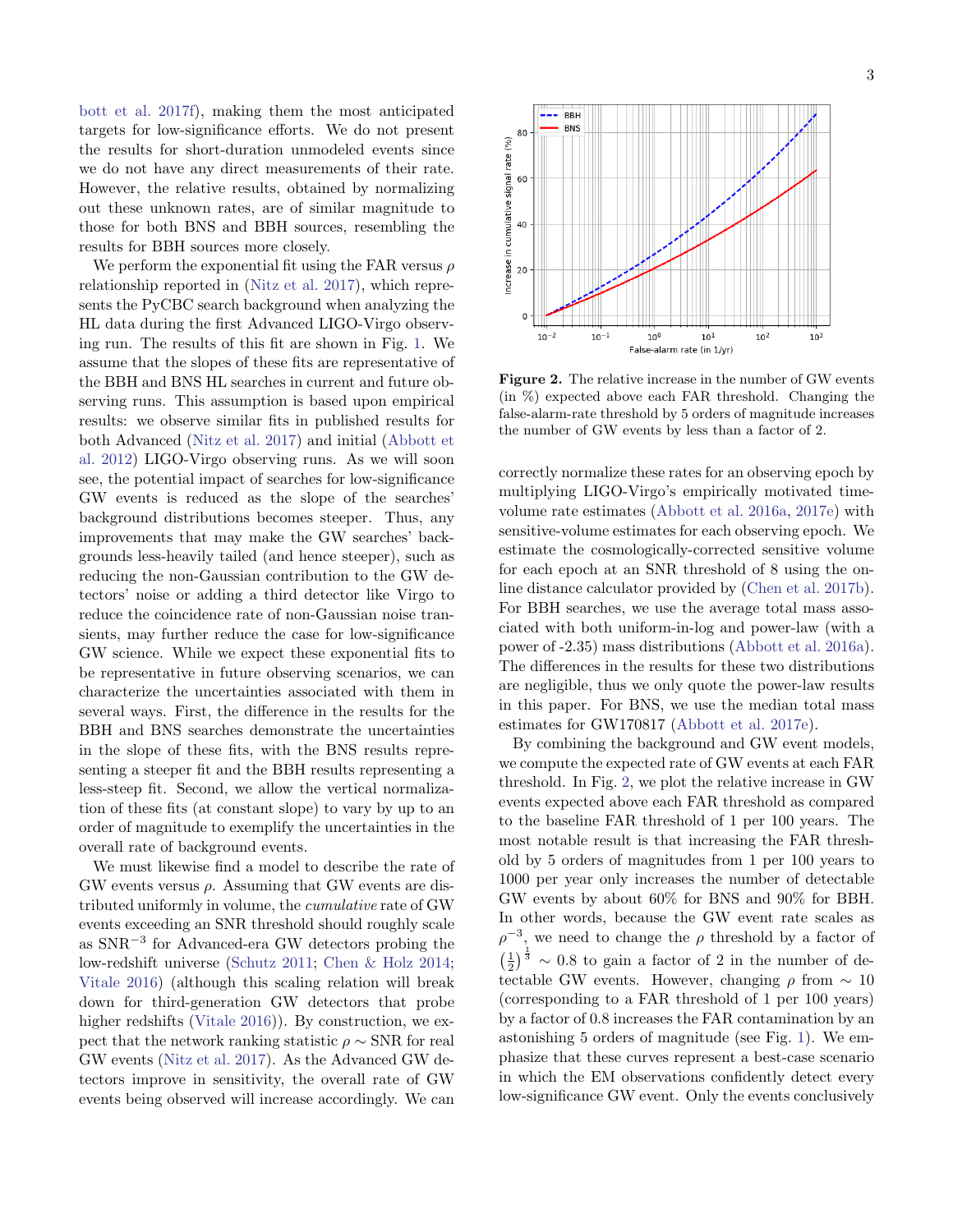bott et al. 2017f), making them the most anticipated targets for low-significance efforts. We do not present the results for short-duration unmodeled events since we do not have any direct measurements of their rate. However, the relative results, obtained by normalizing out these unknown rates, are of similar magnitude to those for both BNS and BBH sources, resembling the results for BBH sources more closely.

We perform the exponential fit using the FAR versus $\rho$ relationship reported in (Nitz et al. 2017), which represents the PyCBC search background when analyzing the HL data during the first Advanced LIGO-Virgo observing run. The results of this fit are shown in Fig. 1. We assume that the slopes of these fits are representative of the BBH and BNS HL searches in current and future observing runs. This assumption is based upon empirical results: we observe similar fits in published results for both Advanced (Nitz et al. 2017) and initial (Abbott et al. 2012) LIGO-Virgo observing runs. As we will soon see, the potential impact of searches for low-significance GW events is reduced as the slope of the searches' background distributions becomes steeper. Thus, any improvements that may make the GW searches' backgrounds less-heavily tailed (and hence steeper), such as reducing the non-Gaussian contribution to the GW detectors' noise or adding a third detector like Virgo to reduce the coincidence rate of non-Gaussian noise transients, may further reduce the case for low-significance GW science. While we expect these exponential fits to be representative in future observing scenarios, we can characterize the uncertainties associated with them in several ways. First, the difference in the results for the BBH and BNS searches demonstrate the uncertainties in the slope of these fits, with the BNS results representing a steeper fit and the BBH results representing a less-steep fit. Second, we allow the vertical normalization of these fits (at constant slope) to vary by up to an order of magnitude to exemplify the uncertainties in the overall rate of background events.

We must likewise find a model to describe the rate of GW events versus $\rho$. Assuming that GW events are distributed uniformly in volume, the *cumulative* rate of GW events exceeding an SNR threshold should roughly scale as $\mathrm{SNR}^{-3}$ for Advanced-era GW detectors probing the low-redshift universe (Schutz 2011; Chen & Holz 2014; Vitale 2016) (although this scaling relation will break down for third-generation GW detectors that probe higher redshifts (Vitale 2016)). By construction, we expect that the network ranking statistic $\rho \sim \mathrm{SNR}$ for real GW events (Nitz et al. 2017). As the Advanced GW detectors improve in sensitivity, the overall rate of GW events being observed will increase accordingly. We can correctly normalize these rates for an observing epoch by multiplying LIGO-Virgo's empirically motivated time-volume rate estimates (Abbott et al. 2016a, 2017e) with sensitive-volume estimates for each observing epoch. We estimate the cosmologically-corrected sensitive volume for each epoch at an SNR threshold of 8 using the online distance calculator provided by (Chen et al. 2017b). For BBH searches, we use the average total mass associated with both uniform-in-log and power-law (with a power of -2.35) mass distributions (Abbott et al. 2016a). The differences in the results for these two distributions are negligible, thus we only quote the power-law results in this paper. For BNS, we use the median total mass estimates for GW170817 (Abbott et al. 2017e).

**Figure 2.** The relative increase in the number of GW events (in %) expected above each FAR threshold. Changing the false-alarm-rate threshold by 5 orders of magnitude increases the number of GW events by less than a factor of 2.

By combining the background and GW event models, we compute the expected rate of GW events at each FAR threshold. In Fig. 2, we plot the relative increase in GW events expected above each FAR threshold as compared to the baseline FAR threshold of 1 per 100 years. The most notable result is that increasing the FAR threshold by 5 orders of magnitudes from 1 per 100 years to 1000 per year only increases the number of detectable GW events by about 60% for BNS and 90% for BBH. In other words, because the GW event rate scales as $\rho^{-3}$, we need to change the $\rho$ threshold by a factor of $\left(\frac{1}{2}\right)^{\frac{1}{3}} \sim 0.8$ to gain a factor of 2 in the number of detectable GW events. However, changing $\rho$ from $\sim 10$ (corresponding to a FAR threshold of 1 per 100 years) by a factor of 0.8 increases the FAR contamination by an astonishing 5 orders of magnitude (see Fig. 1). We emphasize that these curves represent a best-case scenario in which the EM observations confidently detect every low-significance GW event. Only the events conclusively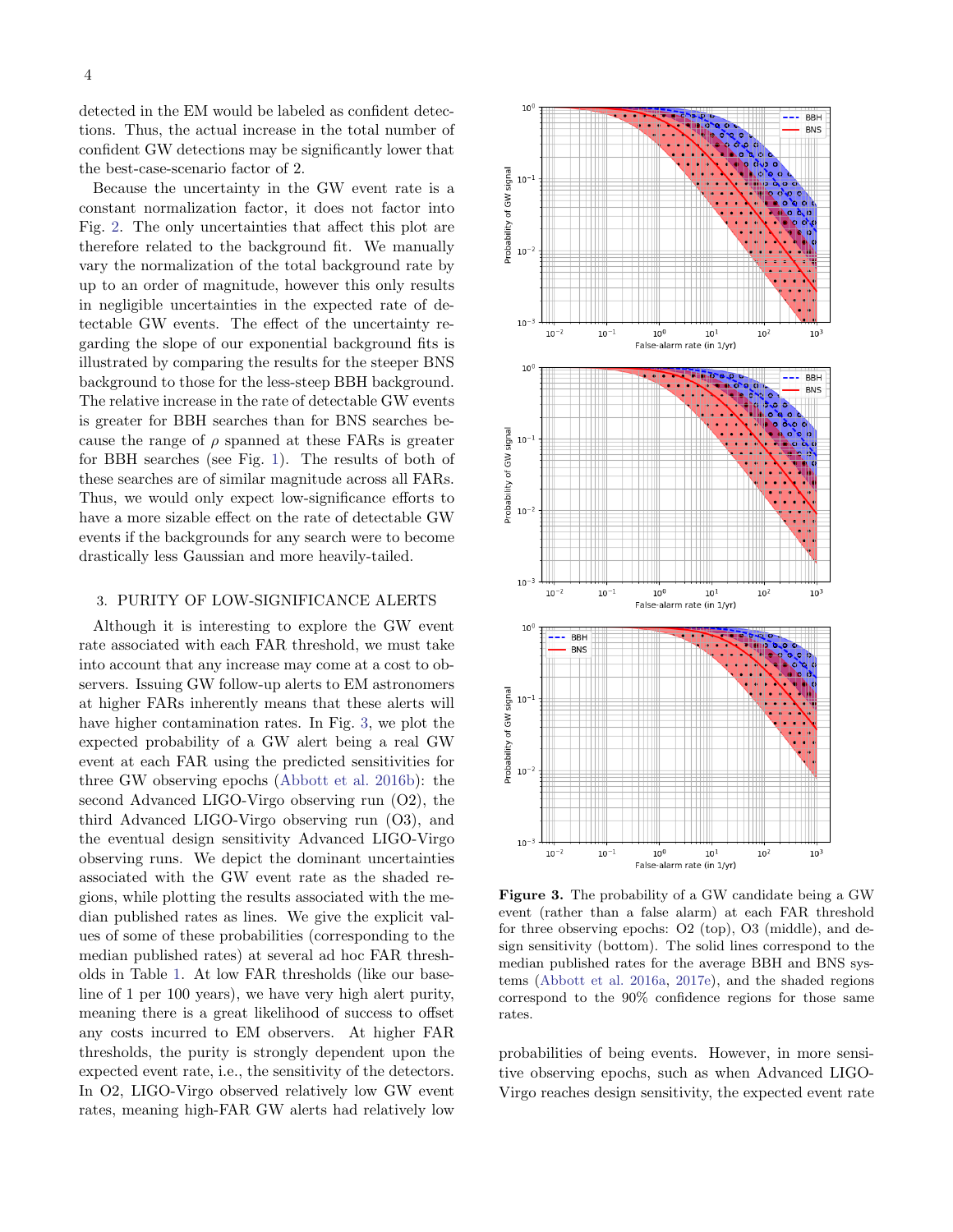detected in the EM would be labeled as confident detections. Thus, the actual increase in the total number of confident GW detections may be significantly lower that the best-case-scenario factor of 2.

Because the uncertainty in the GW event rate is a constant normalization factor, it does not factor into Fig. 2. The only uncertainties that affect this plot are therefore related to the background fit. We manually vary the normalization of the total background rate by up to an order of magnitude, however this only results in negligible uncertainties in the expected rate of detectable GW events. The effect of the uncertainty regarding the slope of our exponential background fits is illustrated by comparing the results for the steeper BNS background to those for the less-steep BBH background. The relative increase in the rate of detectable GW events is greater for BBH searches than for BNS searches because the range of $\rho$ spanned at these FARs is greater for BBH searches (see Fig. 1). The results of both of these searches are of similar magnitude across all FARs. Thus, we would only expect low-significance efforts to have a more sizable effect on the rate of detectable GW events if the backgrounds for any search were to become drastically less Gaussian and more heavily-tailed.

## 3. PURITY OF LOW-SIGNIFICANCE ALERTS

Although it is interesting to explore the GW event rate associated with each FAR threshold, we must take into account that any increase may come at a cost to observers. Issuing GW follow-up alerts to EM astronomers at higher FARs inherently means that these alerts will have higher contamination rates. In Fig. 3, we plot the expected probability of a GW alert being a real GW event at each FAR using the predicted sensitivities for three GW observing epochs (Abbott et al. 2016b): the second Advanced LIGO-Virgo observing run (O2), the third Advanced LIGO-Virgo observing run (O3), and the eventual design sensitivity Advanced LIGO-Virgo observing runs. We depict the dominant uncertainties associated with the GW event rate as the shaded regions, while plotting the results associated with the median published rates as lines. We give the explicit values of some of these probabilities (corresponding to the median published rates) at several ad hoc FAR thresholds in Table 1. At low FAR thresholds (like our baseline of 1 per 100 years), we have very high alert purity, meaning there is a great likelihood of success to offset any costs incurred to EM observers. At higher FAR thresholds, the purity is strongly dependent upon the expected event rate, i.e., the sensitivity of the detectors. In O2, LIGO-Virgo observed relatively low GW event rates, meaning high-FAR GW alerts had relatively low probabilities of being events. However, in more sensitive observing epochs, such as when Advanced LIGO-Virgo reaches design sensitivity, the expected event rate

**Figure 3.** The probability of a GW candidate being a GW event (rather than a false alarm) at each FAR threshold for three observing epochs: O2 (top), O3 (middle), and design sensitivity (bottom). The solid lines correspond to the median published rates for the average BBH and BNS systems (Abbott et al. 2016a, 2017e), and the shaded regions correspond to the 90% confidence regions for those same rates.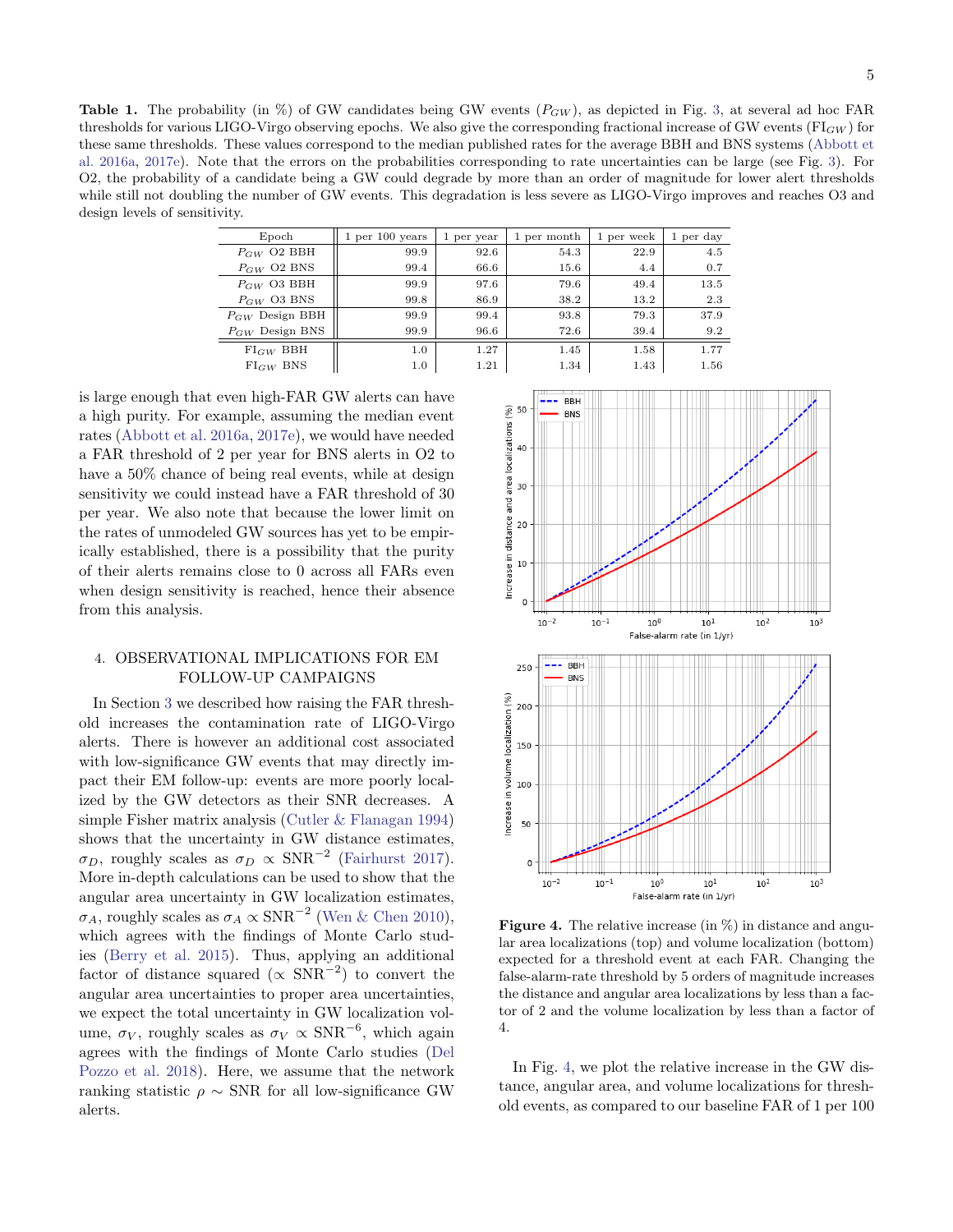**Table 1.** The probability (in %) of GW candidates being GW events ($P_{GW}$), as depicted in Fig. 3, at several ad hoc FAR thresholds for various LIGO-Virgo observing epochs. We also give the corresponding fractional increase of GW events ($\mathrm{FI}_{GW}$) for these same thresholds. These values correspond to the median published rates for the average BBH and BNS systems (Abbott et al. 2016a, 2017e). Note that the errors on the probabilities corresponding to rate uncertainties can be large (see Fig. 3). For O2, the probability of a candidate being a GW could degrade by more than an order of magnitude for lower alert thresholds while still not doubling the number of GW events. This degradation is less severe as LIGO-Virgo improves and reaches O3 and design levels of sensitivity.

| Epoch | 1 per 100 years | 1 per year | 1 per month | 1 per week | 1 per day |
|---|---|---|---|---|---|
| $P_{GW}$ O2 BBH | 99.9 | 92.6 | 54.3 | 22.9 | 4.5 |
| $P_{GW}$ O2 BNS | 99.4 | 66.6 | 15.6 | 4.4 | 0.7 |
| $P_{GW}$ O3 BBH | 99.9 | 97.6 | 79.6 | 49.4 | 13.5 |
| $P_{GW}$ O3 BNS | 99.8 | 86.9 | 38.2 | 13.2 | 2.3 |
| $P_{GW}$ Design BBH | 99.9 | 99.4 | 93.8 | 79.3 | 37.9 |
| $P_{GW}$ Design BNS | 99.9 | 96.6 | 72.6 | 39.4 | 9.2 |
| $\mathrm{FI}_{GW}$ BBH | 1.0 | 1.27 | 1.45 | 1.58 | 1.77 |
| $\mathrm{FI}_{GW}$ BNS | 1.0 | 1.21 | 1.34 | 1.43 | 1.56 |

is large enough that even high-FAR GW alerts can have a high purity. For example, assuming the median event rates (Abbott et al. 2016a, 2017e), we would have needed a FAR threshold of 2 per year for BNS alerts in O2 to have a 50% chance of being real events, while at design sensitivity we could instead have a FAR threshold of 30 per year. We also note that because the lower limit on the rates of unmodeled GW sources has yet to be empirically established, there is a possibility that the purity of their alerts remains close to 0 across all FARs even when design sensitivity is reached, hence their absence from this analysis.

## 4. OBSERVATIONAL IMPLICATIONS FOR EM FOLLOW-UP CAMPAIGNS

In Section 3 we described how raising the FAR threshold increases the contamination rate of LIGO-Virgo alerts. There is however an additional cost associated with low-significance GW events that may directly impact their EM follow-up: events are more poorly localized by the GW detectors as their SNR decreases. A simple Fisher matrix analysis (Cutler & Flanagan 1994) shows that the uncertainty in GW distance estimates, $\sigma_D$, roughly scales as $\sigma_D \propto \mathrm{SNR}^{-2}$ (Fairhurst 2017). More in-depth calculations can be used to show that the angular area uncertainty in GW localization estimates, $\sigma_A$, roughly scales as $\sigma_A \propto \mathrm{SNR}^{-2}$ (Wen & Chen 2010), which agrees with the findings of Monte Carlo studies (Berry et al. 2015). Thus, applying an additional factor of distance squared ($\propto \mathrm{SNR}^{-2}$) to convert the angular area uncertainties to proper area uncertainties, we expect the total uncertainty in GW localization volume, $\sigma_V$, roughly scales as $\sigma_V \propto \mathrm{SNR}^{-6}$, which again agrees with the findings of Monte Carlo studies (Del Pozzo et al. 2018). Here, we assume that the network ranking statistic $\rho \sim$ SNR for all low-significance GW alerts.

**Figure 4.** The relative increase (in %) in distance and angular area localizations (top) and volume localization (bottom) expected for a threshold event at each FAR. Changing the false-alarm-rate threshold by 5 orders of magnitude increases the distance and angular area localizations by less than a factor of 2 and the volume localization by less than a factor of 4.

In Fig. 4, we plot the relative increase in the GW distance, angular area, and volume localizations for threshold events, as compared to our baseline FAR of 1 per 100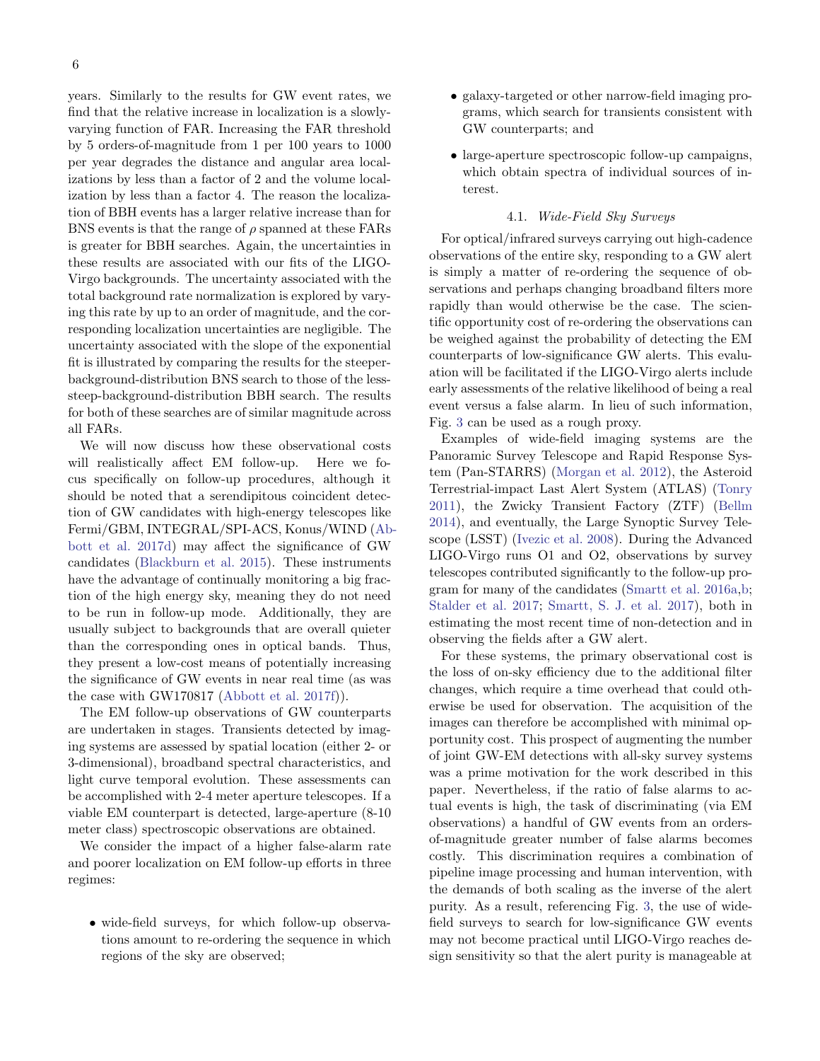years. Similarly to the results for GW event rates, we find that the relative increase in localization is a slowly-varying function of FAR. Increasing the FAR threshold by 5 orders-of-magnitude from 1 per 100 years to 1000 per year degrades the distance and angular area localizations by less than a factor of 2 and the volume localization by less than a factor 4. The reason the localization of BBH events has a larger relative increase than for BNS events is that the range of $\rho$ spanned at these FARs is greater for BBH searches. Again, the uncertainties in these results are associated with our fits of the LIGO-Virgo backgrounds. The uncertainty associated with the total background rate normalization is explored by varying this rate by up to an order of magnitude, and the corresponding localization uncertainties are negligible. The uncertainty associated with the slope of the exponential fit is illustrated by comparing the results for the steeper-background-distribution BNS search to those of the less-steep-background-distribution BBH search. The results for both of these searches are of similar magnitude across all FARs.

We will now discuss how these observational costs will realistically affect EM follow-up. Here we focus specifically on follow-up procedures, although it should be noted that a serendipitous coincident detection of GW candidates with high-energy telescopes like Fermi/GBM, INTEGRAL/SPI-ACS, Konus/WIND (Abbott et al. 2017d) may affect the significance of GW candidates (Blackburn et al. 2015). These instruments have the advantage of continually monitoring a big fraction of the high energy sky, meaning they do not need to be run in follow-up mode. Additionally, they are usually subject to backgrounds that are overall quieter than the corresponding ones in optical bands. Thus, they present a low-cost means of potentially increasing the significance of GW events in near real time (as was the case with GW170817 (Abbott et al. 2017f)).

The EM follow-up observations of GW counterparts are undertaken in stages. Transients detected by imaging systems are assessed by spatial location (either 2- or 3-dimensional), broadband spectral characteristics, and light curve temporal evolution. These assessments can be accomplished with 2-4 meter aperture telescopes. If a viable EM counterpart is detected, large-aperture (8-10 meter class) spectroscopic observations are obtained.

We consider the impact of a higher false-alarm rate and poorer localization on EM follow-up efforts in three regimes:

- wide-field surveys, for which follow-up observations amount to re-ordering the sequence in which regions of the sky are observed;
- galaxy-targeted or other narrow-field imaging programs, which search for transients consistent with GW counterparts; and
- large-aperture spectroscopic follow-up campaigns, which obtain spectra of individual sources of interest.

### 4.1. *Wide-Field Sky Surveys*

For optical/infrared surveys carrying out high-cadence observations of the entire sky, responding to a GW alert is simply a matter of re-ordering the sequence of observations and perhaps changing broadband filters more rapidly than would otherwise be the case. The scientific opportunity cost of re-ordering the observations can be weighed against the probability of detecting the EM counterparts of low-significance GW alerts. This evaluation will be facilitated if the LIGO-Virgo alerts include early assessments of the relative likelihood of being a real event versus a false alarm. In lieu of such information, Fig. 3 can be used as a rough proxy.

Examples of wide-field imaging systems are the Panoramic Survey Telescope and Rapid Response System (Pan-STARRS) (Morgan et al. 2012), the Asteroid Terrestrial-impact Last Alert System (ATLAS) (Tonry 2011), the Zwicky Transient Factory (ZTF) (Bellm 2014), and eventually, the Large Synoptic Survey Telescope (LSST) (Ivezic et al. 2008). During the Advanced LIGO-Virgo runs O1 and O2, observations by survey telescopes contributed significantly to the follow-up program for many of the candidates (Smartt et al. 2016a,b; Stalder et al. 2017; Smartt, S. J. et al. 2017), both in estimating the most recent time of non-detection and in observing the fields after a GW alert.

For these systems, the primary observational cost is the loss of on-sky efficiency due to the additional filter changes, which require a time overhead that could otherwise be used for observation. The acquisition of the images can therefore be accomplished with minimal opportunity cost. This prospect of augmenting the number of joint GW-EM detections with all-sky survey systems was a prime motivation for the work described in this paper. Nevertheless, if the ratio of false alarms to actual events is high, the task of discriminating (via EM observations) a handful of GW events from an orders-of-magnitude greater number of false alarms becomes costly. This discrimination requires a combination of pipeline image processing and human intervention, with the demands of both scaling as the inverse of the alert purity. As a result, referencing Fig. 3, the use of wide-field surveys to search for low-significance GW events may not become practical until LIGO-Virgo reaches design sensitivity so that the alert purity is manageable at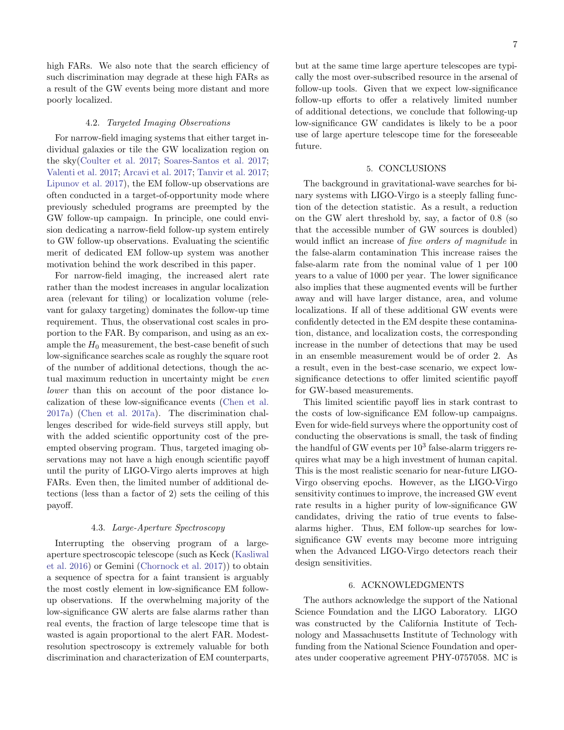high FARs. We also note that the search efficiency of such discrimination may degrade at these high FARs as a result of the GW events being more distant and more poorly localized.

### 4.2. *Targeted Imaging Observations*

For narrow-field imaging systems that either target individual galaxies or tile the GW localization region on the sky(Coulter et al. 2017; Soares-Santos et al. 2017; Valenti et al. 2017; Arcavi et al. 2017; Tanvir et al. 2017; Lipunov et al. 2017), the EM follow-up observations are often conducted in a target-of-opportunity mode where previously scheduled programs are preempted by the GW follow-up campaign. In principle, one could envision dedicating a narrow-field follow-up system entirely to GW follow-up observations. Evaluating the scientific merit of dedicated EM follow-up system was another motivation behind the work described in this paper.

For narrow-field imaging, the increased alert rate rather than the modest increases in angular localization area (relevant for tiling) or localization volume (relevant for galaxy targeting) dominates the follow-up time requirement. Thus, the observational cost scales in proportion to the FAR. By comparison, and using as an example the $H_0$ measurement, the best-case benefit of such low-significance searches scale as roughly the square root of the number of additional detections, though the actual maximum reduction in uncertainty might be *even lower* than this on account of the poor distance localization of these low-significance events (Chen et al. 2017a) (Chen et al. 2017a). The discrimination challenges described for wide-field surveys still apply, but with the added scientific opportunity cost of the preempted observing program. Thus, targeted imaging observations may not have a high enough scientific payoff until the purity of LIGO-Virgo alerts improves at high FARs. Even then, the limited number of additional detections (less than a factor of 2) sets the ceiling of this payoff.

### 4.3. *Large-Aperture Spectroscopy*

Interrupting the observing program of a large-aperture spectroscopic telescope (such as Keck (Kasliwal et al. 2016) or Gemini (Chornock et al. 2017)) to obtain a sequence of spectra for a faint transient is arguably the most costly element in low-significance EM follow-up observations. If the overwhelming majority of the low-significance GW alerts are false alarms rather than real events, the fraction of large telescope time that is wasted is again proportional to the alert FAR. Modest-resolution spectroscopy is extremely valuable for both discrimination and characterization of EM counterparts, but at the same time large aperture telescopes are typically the most over-subscribed resource in the arsenal of follow-up tools. Given that we expect low-significance follow-up efforts to offer a relatively limited number of additional detections, we conclude that following-up low-significance GW candidates is likely to be a poor use of large aperture telescope time for the foreseeable future.

## 5. CONCLUSIONS

The background in gravitational-wave searches for binary systems with LIGO-Virgo is a steeply falling function of the detection statistic. As a result, a reduction on the GW alert threshold by, say, a factor of 0.8 (so that the accessible number of GW sources is doubled) would inflict an increase of *five orders of magnitude* in the false-alarm contamination This increase raises the false-alarm rate from the nominal value of 1 per 100 years to a value of 1000 per year. The lower significance also implies that these augmented events will be further away and will have larger distance, area, and volume localizations. If all of these additional GW events were confidently detected in the EM despite these contamination, distance, and localization costs, the corresponding increase in the number of detections that may be used in an ensemble measurement would be of order 2. As a result, even in the best-case scenario, we expect low-significance detections to offer limited scientific payoff for GW-based measurements.

This limited scientific payoff lies in stark contrast to the costs of low-significance EM follow-up campaigns. Even for wide-field surveys where the opportunity cost of conducting the observations is small, the task of finding the handful of GW events per $10^3$ false-alarm triggers requires what may be a high investment of human capital. This is the most realistic scenario for near-future LIGO-Virgo observing epochs. However, as the LIGO-Virgo sensitivity continues to improve, the increased GW event rate results in a higher purity of low-significance GW candidates, driving the ratio of true events to false-alarms higher. Thus, EM follow-up searches for low-significance GW events may become more intriguing when the Advanced LIGO-Virgo detectors reach their design sensitivities.

## 6. ACKNOWLEDGMENTS

The authors acknowledge the support of the National Science Foundation and the LIGO Laboratory. LIGO was constructed by the California Institute of Technology and Massachusetts Institute of Technology with funding from the National Science Foundation and operates under cooperative agreement PHY-0757058. MC is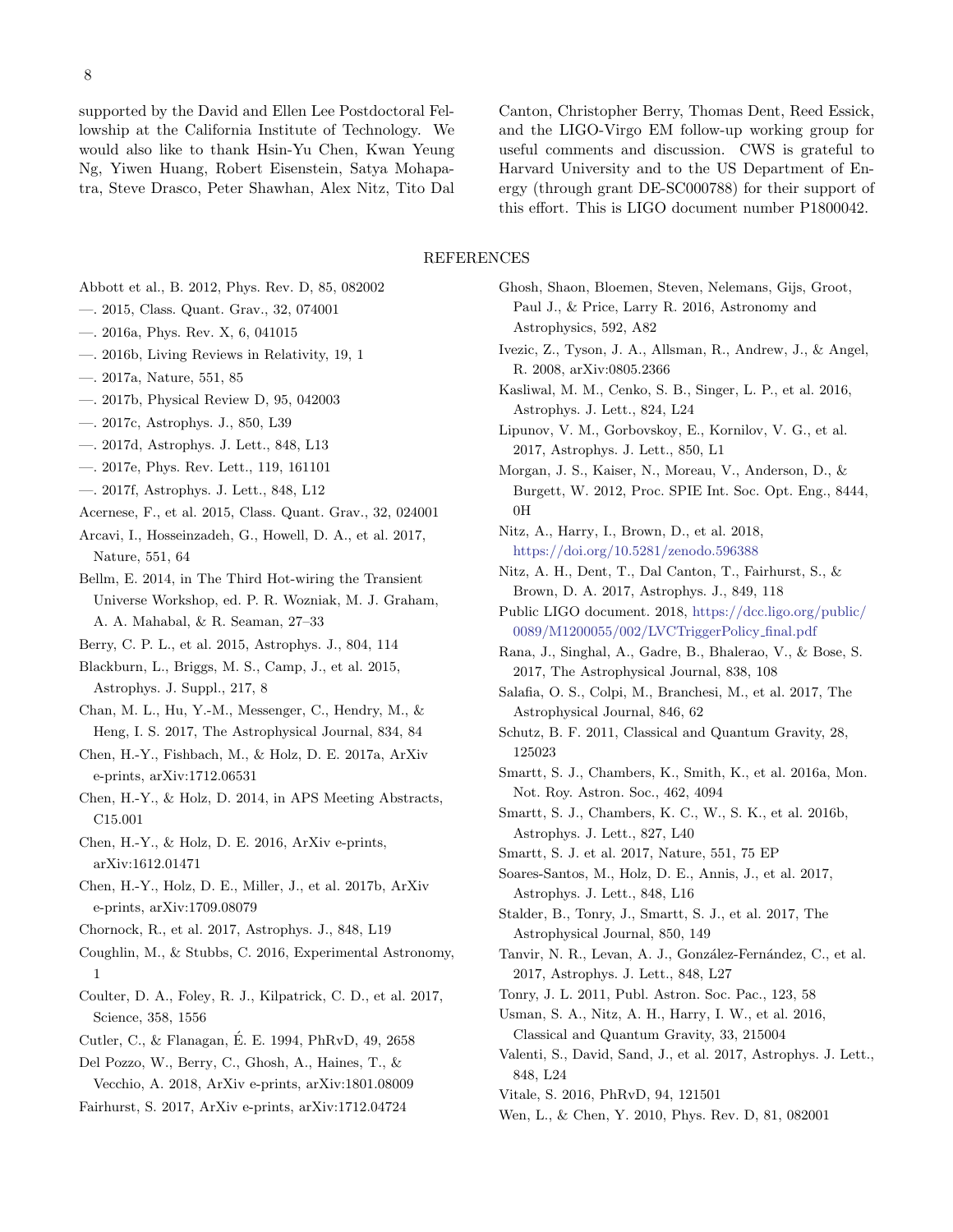supported by the David and Ellen Lee Postdoctoral Fellowship at the California Institute of Technology. We would also like to thank Hsin-Yu Chen, Kwan Yeung Ng, Yiwen Huang, Robert Eisenstein, Satya Mohapatra, Steve Drasco, Peter Shawhan, Alex Nitz, Tito Dal Canton, Christopher Berry, Thomas Dent, Reed Essick, and the LIGO-Virgo EM follow-up working group for useful comments and discussion. CWS is grateful to Harvard University and to the US Department of Energy (through grant DE-SC000788) for their support of this effort. This is LIGO document number P1800042.

## REFERENCES

Abbott et al., B. 2012, Phys. Rev. D, 85, 082002

—. 2015, Class. Quant. Grav., 32, 074001

—. 2016a, Phys. Rev. X, 6, 041015

—. 2016b, Living Reviews in Relativity, 19, 1

—. 2017a, Nature, 551, 85

—. 2017b, Physical Review D, 95, 042003

—. 2017c, Astrophys. J., 850, L39

—. 2017d, Astrophys. J. Lett., 848, L13

—. 2017e, Phys. Rev. Lett., 119, 161101

—. 2017f, Astrophys. J. Lett., 848, L12

Acernese, F., et al. 2015, Class. Quant. Grav., 32, 024001

Arcavi, I., Hosseinzadeh, G., Howell, D. A., et al. 2017, Nature, 551, 64

Bellm, E. 2014, in The Third Hot-wiring the Transient Universe Workshop, ed. P. R. Wozniak, M. J. Graham, A. A. Mahabal, & R. Seaman, 27–33

Berry, C. P. L., et al. 2015, Astrophys. J., 804, 114

Blackburn, L., Briggs, M. S., Camp, J., et al. 2015, Astrophys. J. Suppl., 217, 8

Chan, M. L., Hu, Y.-M., Messenger, C., Hendry, M., & Heng, I. S. 2017, The Astrophysical Journal, 834, 84

Chen, H.-Y., Fishbach, M., & Holz, D. E. 2017a, ArXiv e-prints, arXiv:1712.06531

Chen, H.-Y., & Holz, D. 2014, in APS Meeting Abstracts, C15.001

Chen, H.-Y., & Holz, D. E. 2016, ArXiv e-prints, arXiv:1612.01471

Chen, H.-Y., Holz, D. E., Miller, J., et al. 2017b, ArXiv e-prints, arXiv:1709.08079

Chornock, R., et al. 2017, Astrophys. J., 848, L19

Coughlin, M., & Stubbs, C. 2016, Experimental Astronomy, 1

Coulter, D. A., Foley, R. J., Kilpatrick, C. D., et al. 2017, Science, 358, 1556

Cutler, C., & Flanagan, É. E. 1994, PhRvD, 49, 2658

Del Pozzo, W., Berry, C., Ghosh, A., Haines, T., & Vecchio, A. 2018, ArXiv e-prints, arXiv:1801.08009

Fairhurst, S. 2017, ArXiv e-prints, arXiv:1712.04724

Ghosh, Shaon, Bloemen, Steven, Nelemans, Gijs, Groot, Paul J., & Price, Larry R. 2016, Astronomy and Astrophysics, 592, A82

Ivezic, Z., Tyson, J. A., Allsman, R., Andrew, J., & Angel, R. 2008, arXiv:0805.2366

Kasliwal, M. M., Cenko, S. B., Singer, L. P., et al. 2016, Astrophys. J. Lett., 824, L24

Lipunov, V. M., Gorbovskoy, E., Kornilov, V. G., et al. 2017, Astrophys. J. Lett., 850, L1

Morgan, J. S., Kaiser, N., Moreau, V., Anderson, D., & Burgett, W. 2012, Proc. SPIE Int. Soc. Opt. Eng., 8444, 0H

Nitz, A., Harry, I., Brown, D., et al. 2018, https://doi.org/10.5281/zenodo.596388

Nitz, A. H., Dent, T., Dal Canton, T., Fairhurst, S., & Brown, D. A. 2017, Astrophys. J., 849, 118

Public LIGO document. 2018, https://dcc.ligo.org/public/0089/M1200055/002/LVCTriggerPolicy_final.pdf

Rana, J., Singhal, A., Gadre, B., Bhalerao, V., & Bose, S. 2017, The Astrophysical Journal, 838, 108

Salafia, O. S., Colpi, M., Branchesi, M., et al. 2017, The Astrophysical Journal, 846, 62

Schutz, B. F. 2011, Classical and Quantum Gravity, 28, 125023

Smartt, S. J., Chambers, K., Smith, K., et al. 2016a, Mon. Not. Roy. Astron. Soc., 462, 4094

Smartt, S. J., Chambers, K. C., W., S. K., et al. 2016b, Astrophys. J. Lett., 827, L40

Smartt, S. J. et al. 2017, Nature, 551, 75 EP

Soares-Santos, M., Holz, D. E., Annis, J., et al. 2017, Astrophys. J. Lett., 848, L16

Stalder, B., Tonry, J., Smartt, S. J., et al. 2017, The Astrophysical Journal, 850, 149

Tanvir, N. R., Levan, A. J., González-Fernández, C., et al. 2017, Astrophys. J. Lett., 848, L27

Tonry, J. L. 2011, Publ. Astron. Soc. Pac., 123, 58

Usman, S. A., Nitz, A. H., Harry, I. W., et al. 2016, Classical and Quantum Gravity, 33, 215004

Valenti, S., David, Sand, J., et al. 2017, Astrophys. J. Lett., 848, L24

Vitale, S. 2016, PhRvD, 94, 121501

Wen, L., & Chen, Y. 2010, Phys. Rev. D, 81, 082001